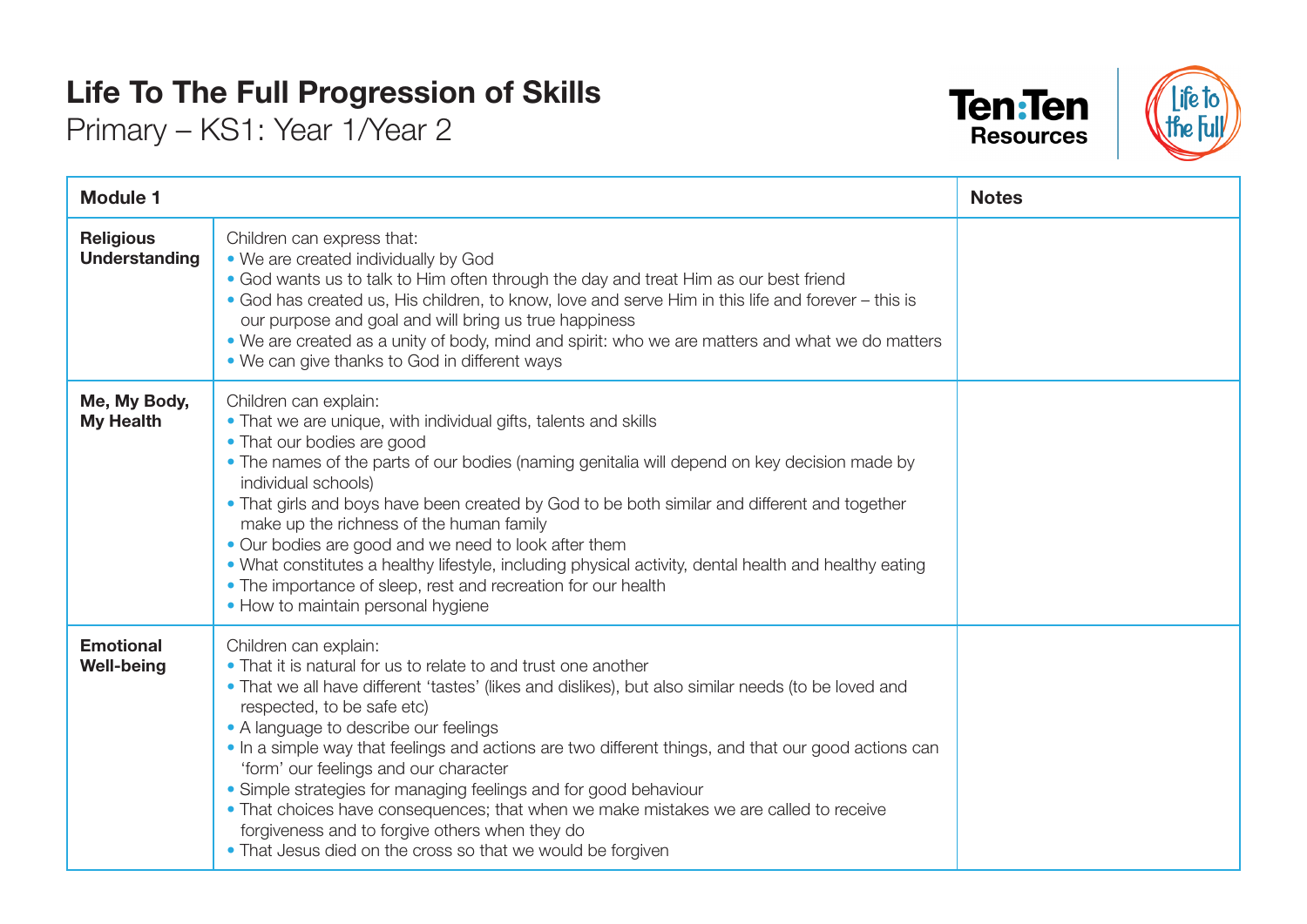# Life To The Full Progression of Skills

Primary – KS1: Year 1/Year 2

Ten:Ten Resources

| Module 1 | | Notes |
|---|---|---|
| **Religious Understanding** | Children can express that:<br>• We are created individually by God<br>• God wants us to talk to Him often through the day and treat Him as our best friend<br>• God has created us, His children, to know, love and serve Him in this life and forever – this is our purpose and goal and will bring us true happiness<br>• We are created as a unity of body, mind and spirit: who we are matters and what we do matters<br>• We can give thanks to God in different ways | |
| **Me, My Body, My Health** | Children can explain:<br>• That we are unique, with individual gifts, talents and skills<br>• That our bodies are good<br>• The names of the parts of our bodies (naming genitalia will depend on key decision made by individual schools)<br>• That girls and boys have been created by God to be both similar and different and together make up the richness of the human family<br>• Our bodies are good and we need to look after them<br>• What constitutes a healthy lifestyle, including physical activity, dental health and healthy eating<br>• The importance of sleep, rest and recreation for our health<br>• How to maintain personal hygiene | |
| **Emotional Well-being** | Children can explain:<br>• That it is natural for us to relate to and trust one another<br>• That we all have different 'tastes' (likes and dislikes), but also similar needs (to be loved and respected, to be safe etc)<br>• A language to describe our feelings<br>• In a simple way that feelings and actions are two different things, and that our good actions can 'form' our feelings and our character<br>• Simple strategies for managing feelings and for good behaviour<br>• That choices have consequences; that when we make mistakes we are called to receive forgiveness and to forgive others when they do<br>• That Jesus died on the cross so that we would be forgiven | |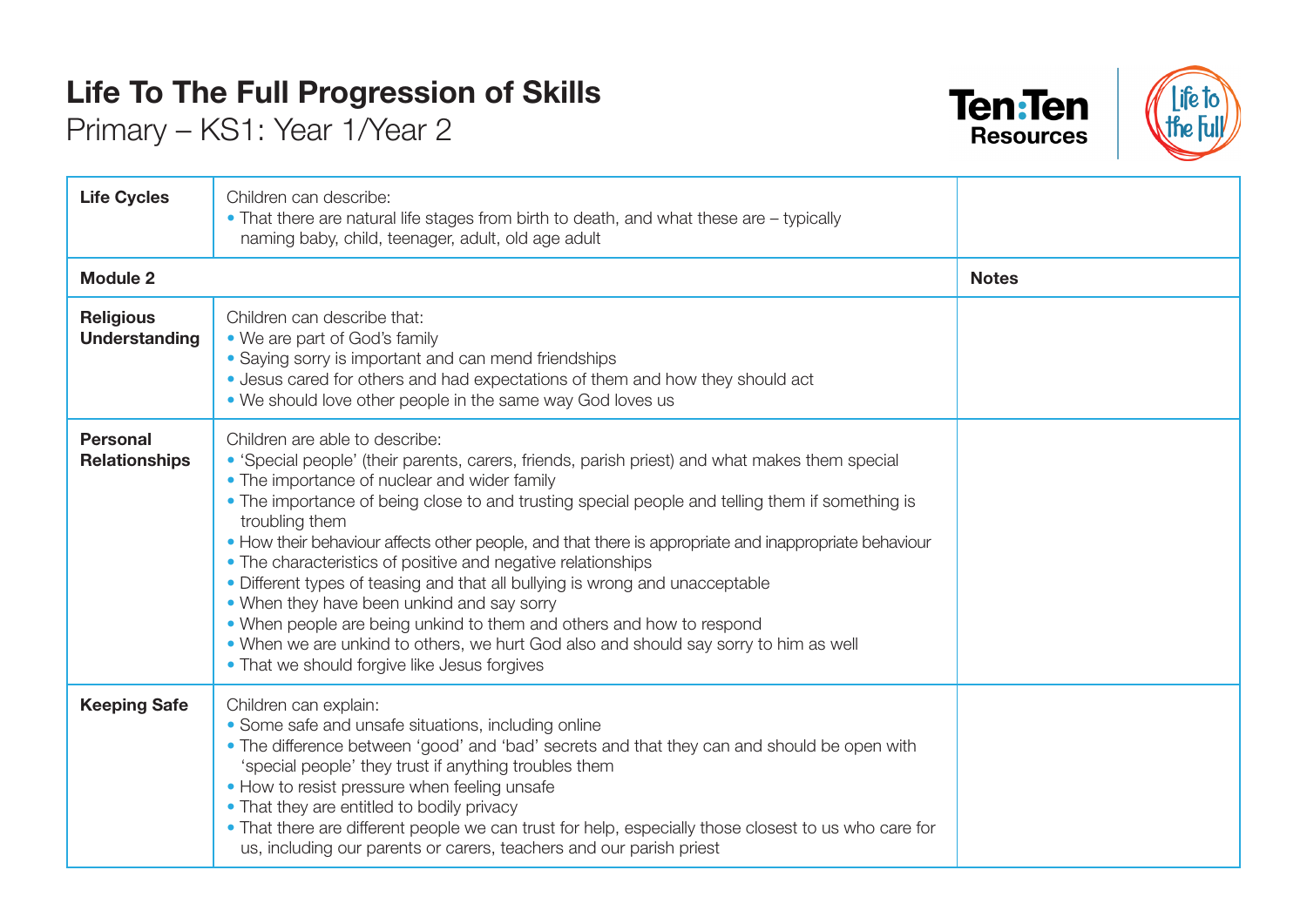# Life To The Full Progression of Skills

Primary – KS1: Year 1/Year 2

| | | |
|---|---|---|
| **Life Cycles** | Children can describe:<br>• That there are natural life stages from birth to death, and what these are – typically naming baby, child, teenager, adult, old age adult | |
| **Module 2** | | **Notes** |
| **Religious Understanding** | Children can describe that:<br>• We are part of God's family<br>• Saying sorry is important and can mend friendships<br>• Jesus cared for others and had expectations of them and how they should act<br>• We should love other people in the same way God loves us | |
| **Personal Relationships** | Children are able to describe:<br>• 'Special people' (their parents, carers, friends, parish priest) and what makes them special<br>• The importance of nuclear and wider family<br>• The importance of being close to and trusting special people and telling them if something is troubling them<br>• How their behaviour affects other people, and that there is appropriate and inappropriate behaviour<br>• The characteristics of positive and negative relationships<br>• Different types of teasing and that all bullying is wrong and unacceptable<br>• When they have been unkind and say sorry<br>• When people are being unkind to them and others and how to respond<br>• When we are unkind to others, we hurt God also and should say sorry to him as well<br>• That we should forgive like Jesus forgives | |
| **Keeping Safe** | Children can explain:<br>• Some safe and unsafe situations, including online<br>• The difference between 'good' and 'bad' secrets and that they can and should be open with 'special people' they trust if anything troubles them<br>• How to resist pressure when feeling unsafe<br>• That they are entitled to bodily privacy<br>• That there are different people we can trust for help, especially those closest to us who care for us, including our parents or carers, teachers and our parish priest | |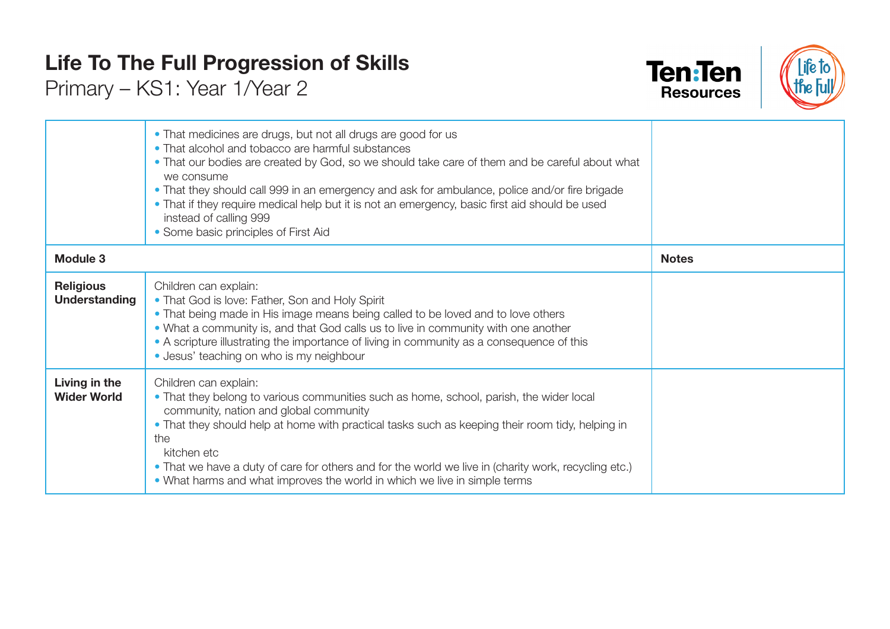# Life To The Full Progression of Skills

Primary – KS1: Year 1/Year 2

| | | |
|---|---|---|
| | • That medicines are drugs, but not all drugs are good for us<br>• That alcohol and tobacco are harmful substances<br>• That our bodies are created by God, so we should take care of them and be careful about what we consume<br>• That they should call 999 in an emergency and ask for ambulance, police and/or fire brigade<br>• That if they require medical help but it is not an emergency, basic first aid should be used instead of calling 999<br>• Some basic principles of First Aid | |
| **Module 3** | | **Notes** |
| **Religious Understanding** | Children can explain:<br>• That God is love: Father, Son and Holy Spirit<br>• That being made in His image means being called to be loved and to love others<br>• What a community is, and that God calls us to live in community with one another<br>• A scripture illustrating the importance of living in community as a consequence of this<br>• Jesus' teaching on who is my neighbour | |
| **Living in the Wider World** | Children can explain:<br>• That they belong to various communities such as home, school, parish, the wider local community, nation and global community<br>• That they should help at home with practical tasks such as keeping their room tidy, helping in the kitchen etc<br>• That we have a duty of care for others and for the world we live in (charity work, recycling etc.)<br>• What harms and what improves the world in which we live in simple terms | |